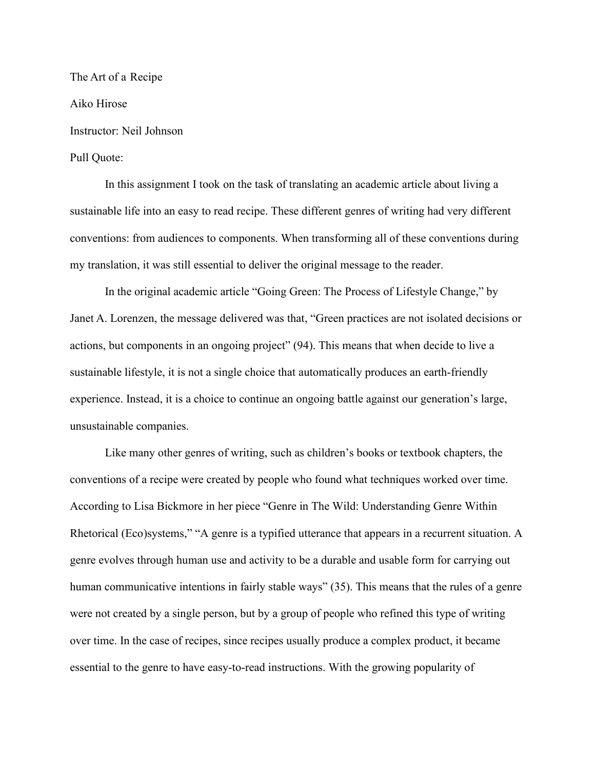The Art of a Recipe

Aiko Hirose

Instructor: Neil Johnson

Pull Quote:

In this assignment I took on the task of translating an academic article about living a sustainable life into an easy to read recipe. These different genres of writing had very different conventions: from audiences to components. When transforming all of these conventions during my translation, it was still essential to deliver the original message to the reader.

In the original academic article "Going Green: The Process of Lifestyle Change," by Janet A. Lorenzen, the message delivered was that, "Green practices are not isolated decisions or actions, but components in an ongoing project" (94). This means that when decide to live a sustainable lifestyle, it is not a single choice that automatically produces an earth-friendly experience. Instead, it is a choice to continue an ongoing battle against our generation's large, unsustainable companies.

Like many other genres of writing, such as children's books or textbook chapters, the conventions of a recipe were created by people who found what techniques worked over time. According to Lisa Bickmore in her piece "Genre in The Wild: Understanding Genre Within Rhetorical (Eco)systems," "A genre is a typified utterance that appears in a recurrent situation. A genre evolves through human use and activity to be a durable and usable form for carrying out human communicative intentions in fairly stable ways" (35). This means that the rules of a genre were not created by a single person, but by a group of people who refined this type of writing over time. In the case of recipes, since recipes usually produce a complex product, it became essential to the genre to have easy-to-read instructions. With the growing popularity of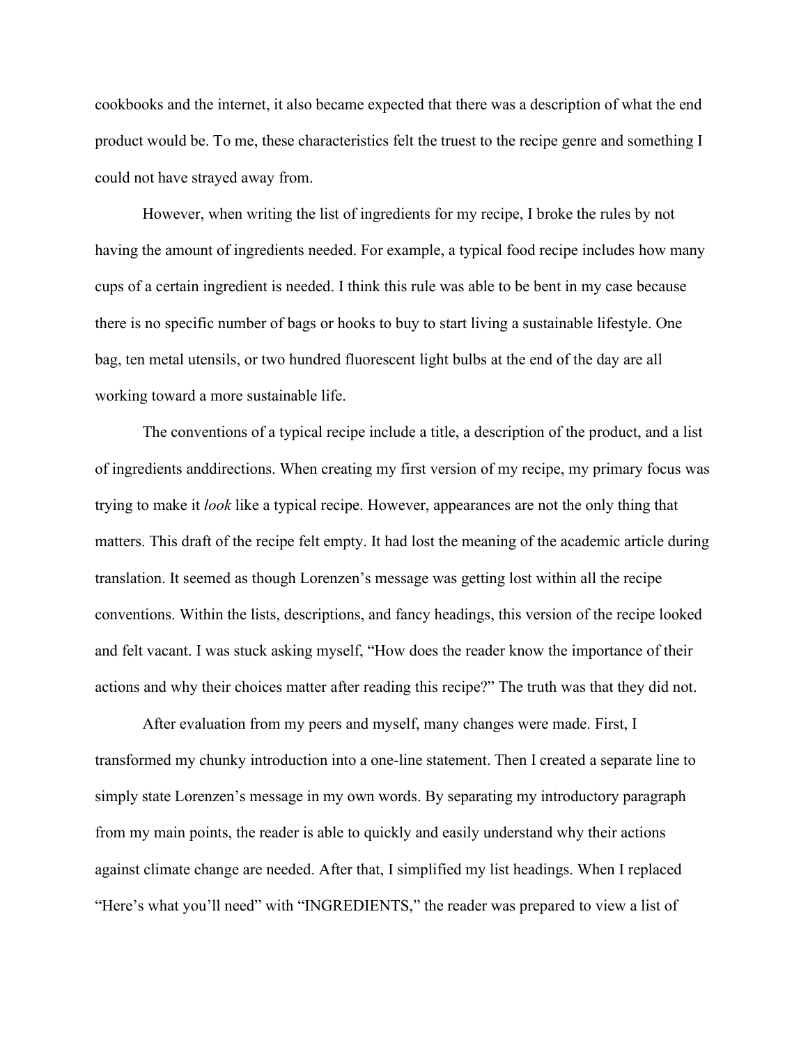cookbooks and the internet, it also became expected that there was a description of what the end product would be. To me, these characteristics felt the truest to the recipe genre and something I could not have strayed away from.

However, when writing the list of ingredients for my recipe, I broke the rules by not having the amount of ingredients needed. For example, a typical food recipe includes how many cups of a certain ingredient is needed. I think this rule was able to be bent in my case because there is no specific number of bags or hooks to buy to start living a sustainable lifestyle. One bag, ten metal utensils, or two hundred fluorescent light bulbs at the end of the day are all working toward a more sustainable life.

The conventions of a typical recipe include a title, a description of the product, and a list of ingredients anddirections. When creating my first version of my recipe, my primary focus was trying to make it *look* like a typical recipe. However, appearances are not the only thing that matters. This draft of the recipe felt empty. It had lost the meaning of the academic article during translation. It seemed as though Lorenzen's message was getting lost within all the recipe conventions. Within the lists, descriptions, and fancy headings, this version of the recipe looked and felt vacant. I was stuck asking myself, "How does the reader know the importance of their actions and why their choices matter after reading this recipe?" The truth was that they did not.

After evaluation from my peers and myself, many changes were made. First, I transformed my chunky introduction into a one-line statement. Then I created a separate line to simply state Lorenzen's message in my own words. By separating my introductory paragraph from my main points, the reader is able to quickly and easily understand why their actions against climate change are needed. After that, I simplified my list headings. When I replaced "Here's what you'll need" with "INGREDIENTS," the reader was prepared to view a list of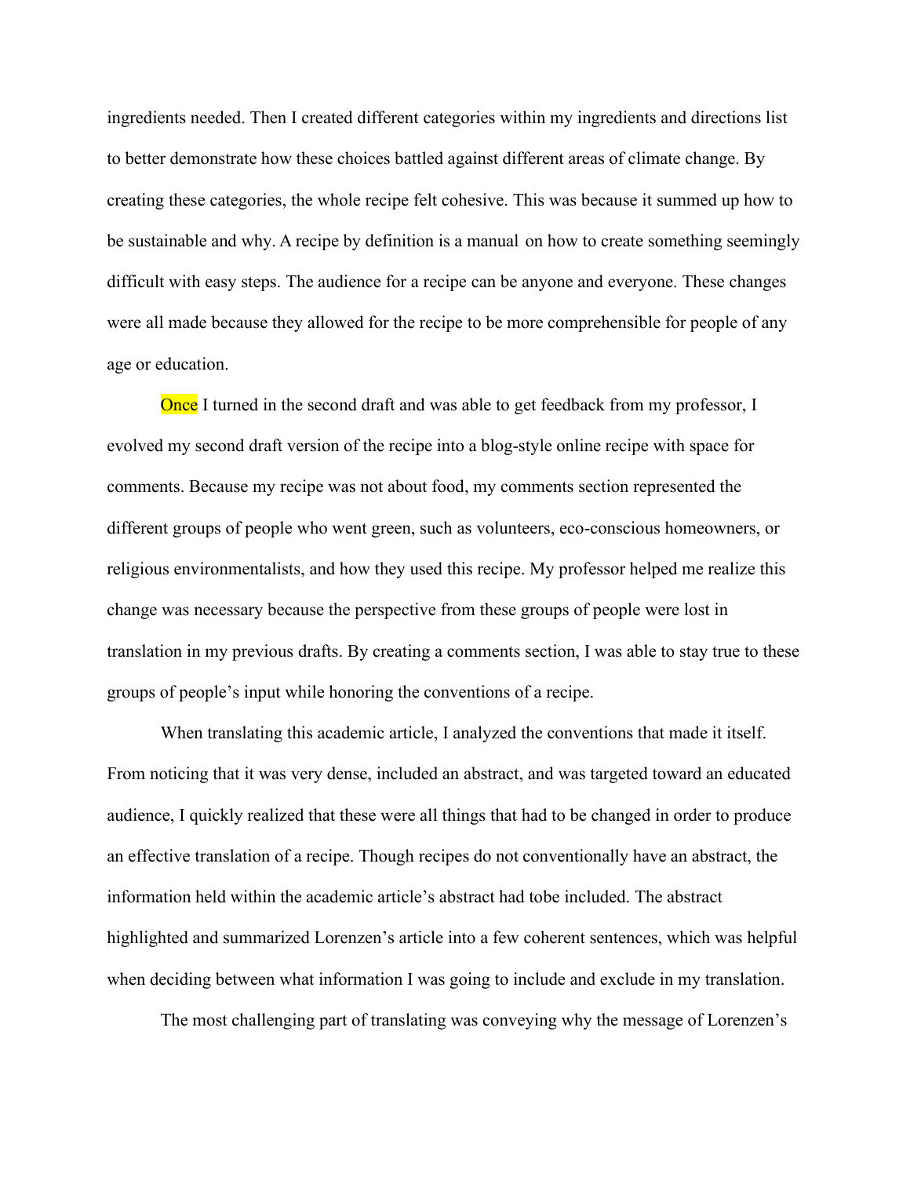ingredients needed. Then I created different categories within my ingredients and directions list to better demonstrate how these choices battled against different areas of climate change. By creating these categories, the whole recipe felt cohesive. This was because it summed up how to be sustainable and why. A recipe by definition is a manual on how to create something seemingly difficult with easy steps. The audience for a recipe can be anyone and everyone. These changes were all made because they allowed for the recipe to be more comprehensible for people of any age or education.

Once I turned in the second draft and was able to get feedback from my professor, I evolved my second draft version of the recipe into a blog-style online recipe with space for comments. Because my recipe was not about food, my comments section represented the different groups of people who went green, such as volunteers, eco-conscious homeowners, or religious environmentalists, and how they used this recipe. My professor helped me realize this change was necessary because the perspective from these groups of people were lost in translation in my previous drafts. By creating a comments section, I was able to stay true to these groups of people's input while honoring the conventions of a recipe.

When translating this academic article, I analyzed the conventions that made it itself. From noticing that it was very dense, included an abstract, and was targeted toward an educated audience, I quickly realized that these were all things that had to be changed in order to produce an effective translation of a recipe. Though recipes do not conventionally have an abstract, the information held within the academic article's abstract had tobe included. The abstract highlighted and summarized Lorenzen's article into a few coherent sentences, which was helpful when deciding between what information I was going to include and exclude in my translation.

The most challenging part of translating was conveying why the message of Lorenzen's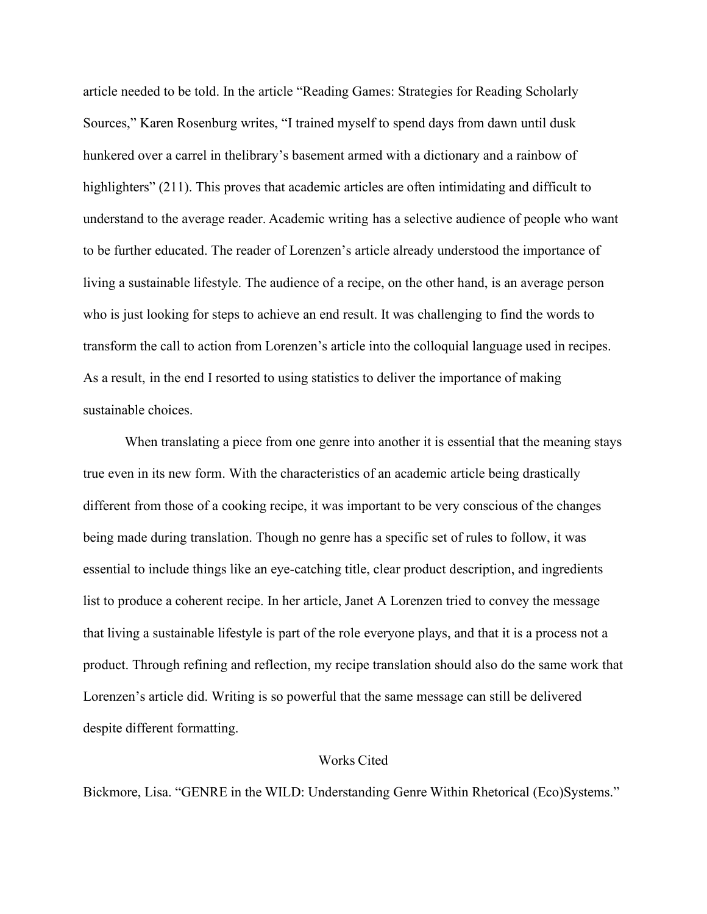article needed to be told. In the article "Reading Games: Strategies for Reading Scholarly Sources," Karen Rosenburg writes, "I trained myself to spend days from dawn until dusk hunkered over a carrel in thelibrary's basement armed with a dictionary and a rainbow of highlighters" (211). This proves that academic articles are often intimidating and difficult to understand to the average reader. Academic writing has a selective audience of people who want to be further educated. The reader of Lorenzen's article already understood the importance of living a sustainable lifestyle. The audience of a recipe, on the other hand, is an average person who is just looking for steps to achieve an end result. It was challenging to find the words to transform the call to action from Lorenzen's article into the colloquial language used in recipes. As a result, in the end I resorted to using statistics to deliver the importance of making sustainable choices.

When translating a piece from one genre into another it is essential that the meaning stays true even in its new form. With the characteristics of an academic article being drastically different from those of a cooking recipe, it was important to be very conscious of the changes being made during translation. Though no genre has a specific set of rules to follow, it was essential to include things like an eye-catching title, clear product description, and ingredients list to produce a coherent recipe. In her article, Janet A Lorenzen tried to convey the message that living a sustainable lifestyle is part of the role everyone plays, and that it is a process not a product. Through refining and reflection, my recipe translation should also do the same work that Lorenzen's article did. Writing is so powerful that the same message can still be delivered despite different formatting.

## Works Cited

Bickmore, Lisa. "GENRE in the WILD: Understanding Genre Within Rhetorical (Eco)Systems."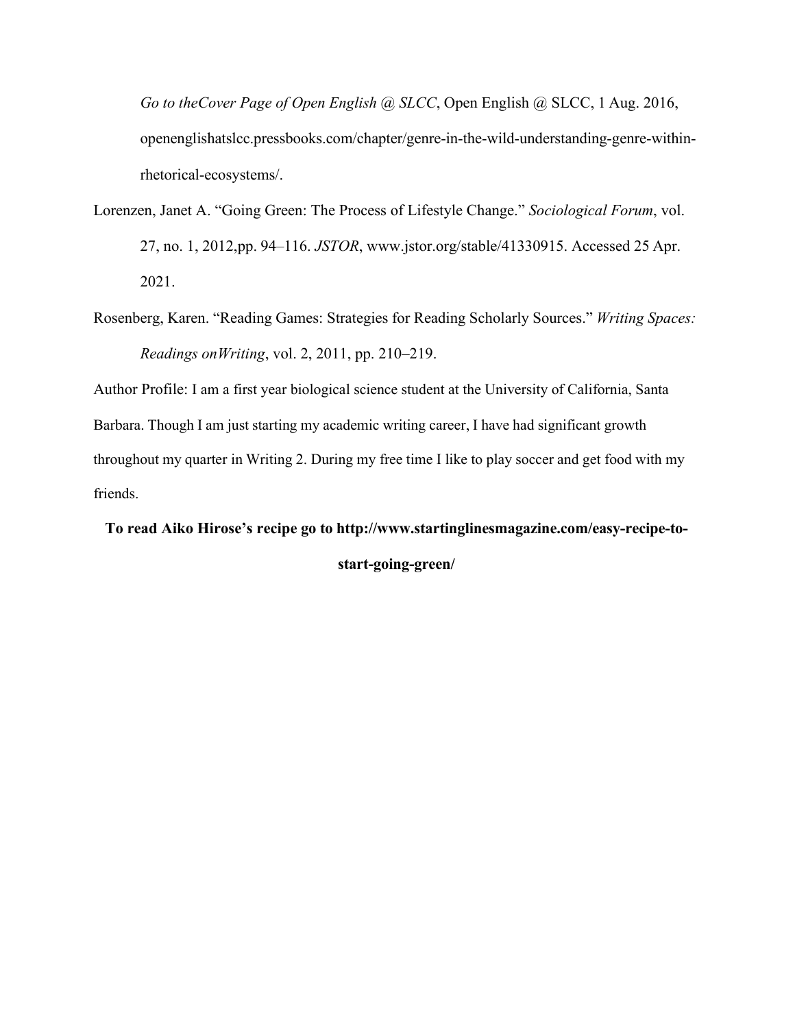*Go to theCover Page of Open English @ SLCC*, Open English @ SLCC, 1 Aug. 2016, openenglishatslcc.pressbooks.com/chapter/genre-in-the-wild-understanding-genre-within-rhetorical-ecosystems/.

Lorenzen, Janet A. "Going Green: The Process of Lifestyle Change." *Sociological Forum*, vol. 27, no. 1, 2012,pp. 94–116. *JSTOR*, www.jstor.org/stable/41330915. Accessed 25 Apr. 2021.

Rosenberg, Karen. "Reading Games: Strategies for Reading Scholarly Sources." *Writing Spaces: Readings onWriting*, vol. 2, 2011, pp. 210–219.

Author Profile: I am a first year biological science student at the University of California, Santa Barbara. Though I am just starting my academic writing career, I have had significant growth throughout my quarter in Writing 2. During my free time I like to play soccer and get food with my friends.

**To read Aiko Hirose's recipe go to http://www.startinglinesmagazine.com/easy-recipe-to-start-going-green/**